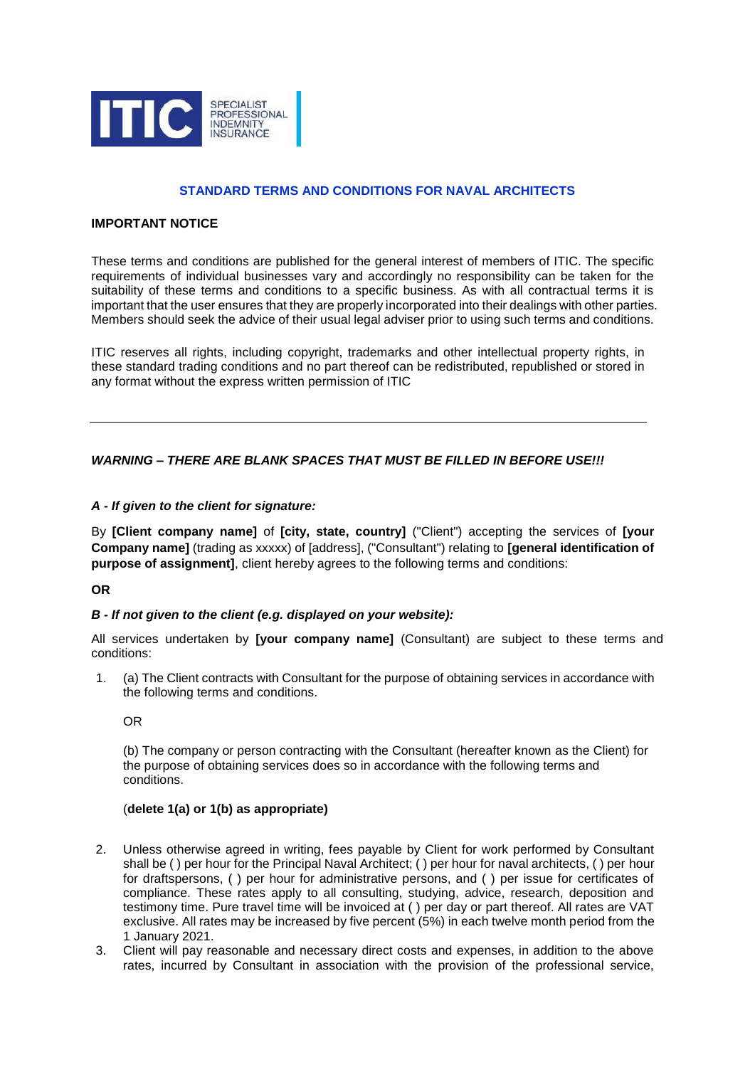ITIC SPECIALIST PROFESSIONAL INDEMNITY INSURANCE

# STANDARD TERMS AND CONDITIONS FOR NAVAL ARCHITECTS

**IMPORTANT NOTICE**

These terms and conditions are published for the general interest of members of ITIC. The specific requirements of individual businesses vary and accordingly no responsibility can be taken for the suitability of these terms and conditions to a specific business. As with all contractual terms it is important that the user ensures that they are properly incorporated into their dealings with other parties. Members should seek the advice of their usual legal adviser prior to using such terms and conditions.

ITIC reserves all rights, including copyright, trademarks and other intellectual property rights, in these standard trading conditions and no part thereof can be redistributed, republished or stored in any format without the express written permission of ITIC

---

***WARNING – THERE ARE BLANK SPACES THAT MUST BE FILLED IN BEFORE USE!!!***

***A - If given to the client for signature:***

By **[Client company name]** of **[city, state, country]** ("Client") accepting the services of **[your Company name]** (trading as xxxxx) of [address], ("Consultant") relating to **[general identification of purpose of assignment]**, client hereby agrees to the following terms and conditions:

**OR**

***B - If not given to the client (e.g. displayed on your website):***

All services undertaken by **[your company name]** (Consultant) are subject to these terms and conditions:

1. (a) The Client contracts with Consultant for the purpose of obtaining services in accordance with the following terms and conditions.

   OR

   (b) The company or person contracting with the Consultant (hereafter known as the Client) for the purpose of obtaining services does so in accordance with the following terms and conditions.

   (**delete 1(a) or 1(b) as appropriate)**

2. Unless otherwise agreed in writing, fees payable by Client for work performed by Consultant shall be ( ) per hour for the Principal Naval Architect; ( ) per hour for naval architects, ( ) per hour for draftspersons, ( ) per hour for administrative persons, and ( ) per issue for certificates of compliance. These rates apply to all consulting, studying, advice, research, deposition and testimony time. Pure travel time will be invoiced at ( ) per day or part thereof. All rates are VAT exclusive. All rates may be increased by five percent (5%) in each twelve month period from the 1 January 2021.
3. Client will pay reasonable and necessary direct costs and expenses, in addition to the above rates, incurred by Consultant in association with the provision of the professional service,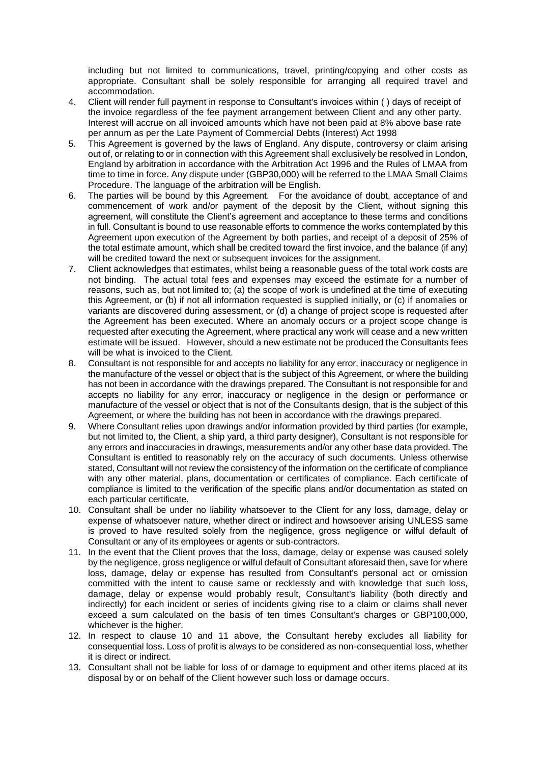including but not limited to communications, travel, printing/copying and other costs as appropriate. Consultant shall be solely responsible for arranging all required travel and accommodation.

4. Client will render full payment in response to Consultant's invoices within ( ) days of receipt of the invoice regardless of the fee payment arrangement between Client and any other party. Interest will accrue on all invoiced amounts which have not been paid at 8% above base rate per annum as per the Late Payment of Commercial Debts (Interest) Act 1998
5. This Agreement is governed by the laws of England. Any dispute, controversy or claim arising out of, or relating to or in connection with this Agreement shall exclusively be resolved in London, England by arbitration in accordance with the Arbitration Act 1996 and the Rules of LMAA from time to time in force. Any dispute under (GBP30,000) will be referred to the LMAA Small Claims Procedure. The language of the arbitration will be English.
6. The parties will be bound by this Agreement. For the avoidance of doubt, acceptance of and commencement of work and/or payment of the deposit by the Client, without signing this agreement, will constitute the Client's agreement and acceptance to these terms and conditions in full. Consultant is bound to use reasonable efforts to commence the works contemplated by this Agreement upon execution of the Agreement by both parties, and receipt of a deposit of 25% of the total estimate amount, which shall be credited toward the first invoice, and the balance (if any) will be credited toward the next or subsequent invoices for the assignment.
7. Client acknowledges that estimates, whilst being a reasonable guess of the total work costs are not binding. The actual total fees and expenses may exceed the estimate for a number of reasons, such as, but not limited to; (a) the scope of work is undefined at the time of executing this Agreement, or (b) if not all information requested is supplied initially, or (c) if anomalies or variants are discovered during assessment, or (d) a change of project scope is requested after the Agreement has been executed. Where an anomaly occurs or a project scope change is requested after executing the Agreement, where practical any work will cease and a new written estimate will be issued. However, should a new estimate not be produced the Consultants fees will be what is invoiced to the Client.
8. Consultant is not responsible for and accepts no liability for any error, inaccuracy or negligence in the manufacture of the vessel or object that is the subject of this Agreement, or where the building has not been in accordance with the drawings prepared. The Consultant is not responsible for and accepts no liability for any error, inaccuracy or negligence in the design or performance or manufacture of the vessel or object that is not of the Consultants design, that is the subject of this Agreement, or where the building has not been in accordance with the drawings prepared.
9. Where Consultant relies upon drawings and/or information provided by third parties (for example, but not limited to, the Client, a ship yard, a third party designer), Consultant is not responsible for any errors and inaccuracies in drawings, measurements and/or any other base data provided. The Consultant is entitled to reasonably rely on the accuracy of such documents. Unless otherwise stated, Consultant will not review the consistency of the information on the certificate of compliance with any other material, plans, documentation or certificates of compliance. Each certificate of compliance is limited to the verification of the specific plans and/or documentation as stated on each particular certificate.
10. Consultant shall be under no liability whatsoever to the Client for any loss, damage, delay or expense of whatsoever nature, whether direct or indirect and howsoever arising UNLESS same is proved to have resulted solely from the negligence, gross negligence or wilful default of Consultant or any of its employees or agents or sub-contractors.
11. In the event that the Client proves that the loss, damage, delay or expense was caused solely by the negligence, gross negligence or wilful default of Consultant aforesaid then, save for where loss, damage, delay or expense has resulted from Consultant's personal act or omission committed with the intent to cause same or recklessly and with knowledge that such loss, damage, delay or expense would probably result, Consultant's liability (both directly and indirectly) for each incident or series of incidents giving rise to a claim or claims shall never exceed a sum calculated on the basis of ten times Consultant's charges or GBP100,000, whichever is the higher.
12. In respect to clause 10 and 11 above, the Consultant hereby excludes all liability for consequential loss. Loss of profit is always to be considered as non-consequential loss, whether it is direct or indirect.
13. Consultant shall not be liable for loss of or damage to equipment and other items placed at its disposal by or on behalf of the Client however such loss or damage occurs.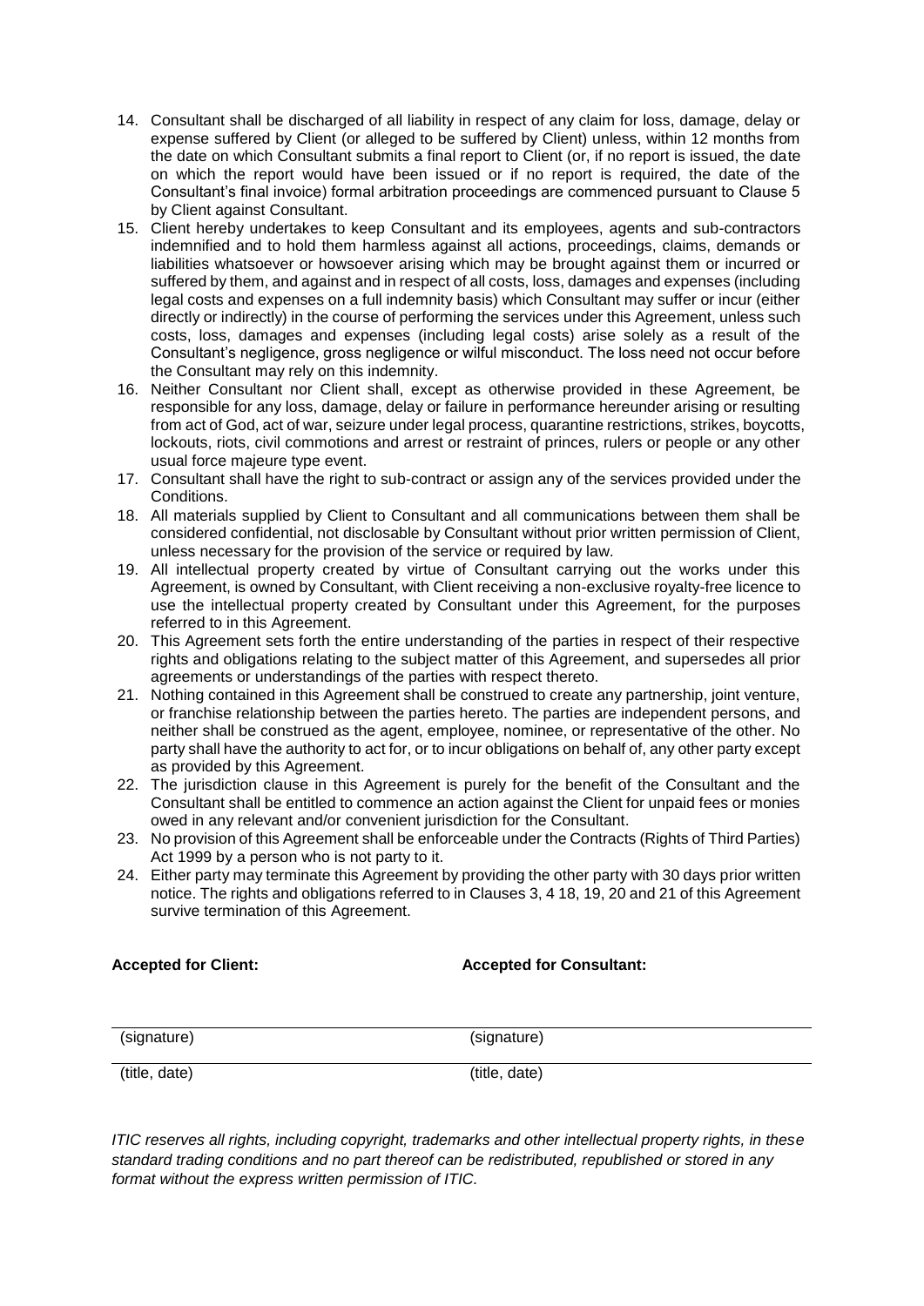14. Consultant shall be discharged of all liability in respect of any claim for loss, damage, delay or expense suffered by Client (or alleged to be suffered by Client) unless, within 12 months from the date on which Consultant submits a final report to Client (or, if no report is issued, the date on which the report would have been issued or if no report is required, the date of the Consultant's final invoice) formal arbitration proceedings are commenced pursuant to Clause 5 by Client against Consultant.
15. Client hereby undertakes to keep Consultant and its employees, agents and sub-contractors indemnified and to hold them harmless against all actions, proceedings, claims, demands or liabilities whatsoever or howsoever arising which may be brought against them or incurred or suffered by them, and against and in respect of all costs, loss, damages and expenses (including legal costs and expenses on a full indemnity basis) which Consultant may suffer or incur (either directly or indirectly) in the course of performing the services under this Agreement, unless such costs, loss, damages and expenses (including legal costs) arise solely as a result of the Consultant's negligence, gross negligence or wilful misconduct. The loss need not occur before the Consultant may rely on this indemnity.
16. Neither Consultant nor Client shall, except as otherwise provided in these Agreement, be responsible for any loss, damage, delay or failure in performance hereunder arising or resulting from act of God, act of war, seizure under legal process, quarantine restrictions, strikes, boycotts, lockouts, riots, civil commotions and arrest or restraint of princes, rulers or people or any other usual force majeure type event.
17. Consultant shall have the right to sub-contract or assign any of the services provided under the Conditions.
18. All materials supplied by Client to Consultant and all communications between them shall be considered confidential, not disclosable by Consultant without prior written permission of Client, unless necessary for the provision of the service or required by law.
19. All intellectual property created by virtue of Consultant carrying out the works under this Agreement, is owned by Consultant, with Client receiving a non-exclusive royalty-free licence to use the intellectual property created by Consultant under this Agreement, for the purposes referred to in this Agreement.
20. This Agreement sets forth the entire understanding of the parties in respect of their respective rights and obligations relating to the subject matter of this Agreement, and supersedes all prior agreements or understandings of the parties with respect thereto.
21. Nothing contained in this Agreement shall be construed to create any partnership, joint venture, or franchise relationship between the parties hereto. The parties are independent persons, and neither shall be construed as the agent, employee, nominee, or representative of the other. No party shall have the authority to act for, or to incur obligations on behalf of, any other party except as provided by this Agreement.
22. The jurisdiction clause in this Agreement is purely for the benefit of the Consultant and the Consultant shall be entitled to commence an action against the Client for unpaid fees or monies owed in any relevant and/or convenient jurisdiction for the Consultant.
23. No provision of this Agreement shall be enforceable under the Contracts (Rights of Third Parties) Act 1999 by a person who is not party to it.
24. Either party may terminate this Agreement by providing the other party with 30 days prior written notice. The rights and obligations referred to in Clauses 3, 4 18, 19, 20 and 21 of this Agreement survive termination of this Agreement.

| **Accepted for Client:** | **Accepted for Consultant:** |
|---|---|
| (signature) | (signature) |
| (title, date) | (title, date) |

*ITIC reserves all rights, including copyright, trademarks and other intellectual property rights, in these standard trading conditions and no part thereof can be redistributed, republished or stored in any format without the express written permission of ITIC.*